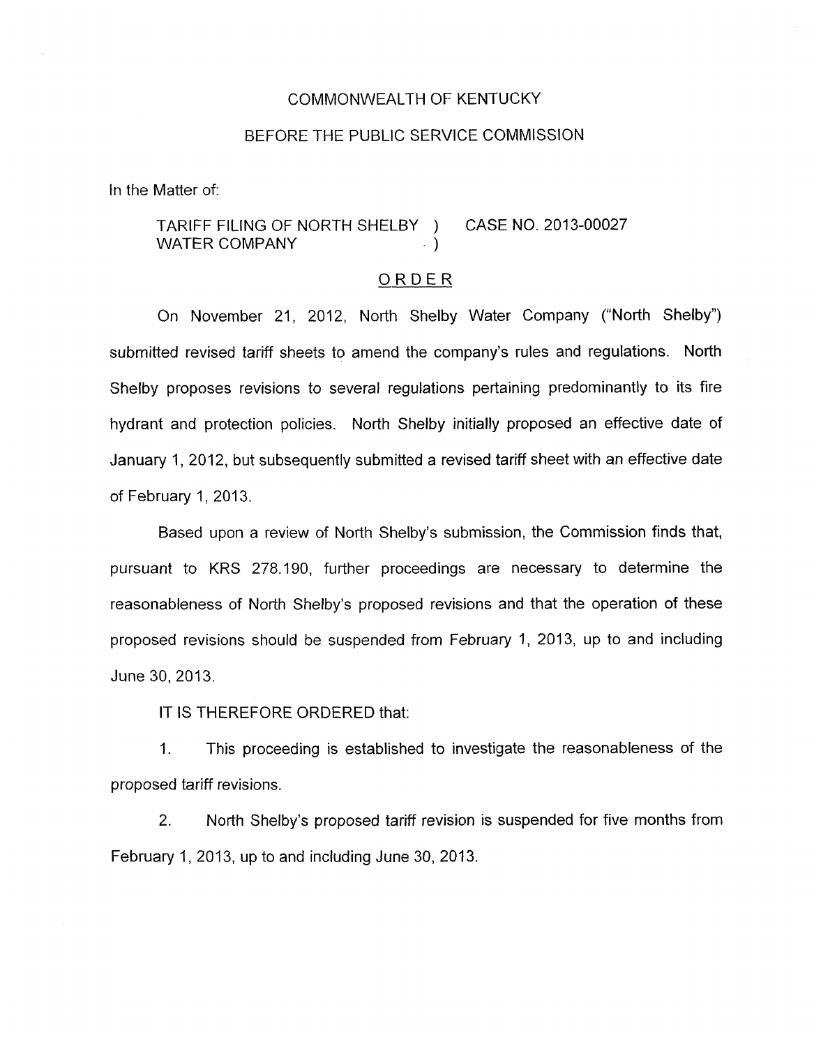COMMONWEALTH OF KENTUCKY

BEFORE THE PUBLIC SERVICE COMMISSION

In the Matter of:

TARIFF FILING OF NORTH SHELBY WATER COMPANY ) CASE NO. 2013-00027 )

## ORDER

On November 21, 2012, North Shelby Water Company ("North Shelby") submitted revised tariff sheets to amend the company's rules and regulations. North Shelby proposes revisions to several regulations pertaining predominantly to its fire hydrant and protection policies. North Shelby initially proposed an effective date of January 1, 2012, but subsequently submitted a revised tariff sheet with an effective date of February 1, 2013.

Based upon a review of North Shelby's submission, the Commission finds that, pursuant to KRS 278.190, further proceedings are necessary to determine the reasonableness of North Shelby's proposed revisions and that the operation of these proposed revisions should be suspended from February 1, 2013, up to and including June 30, 2013.

IT IS THEREFORE ORDERED that:

1. This proceeding is established to investigate the reasonableness of the proposed tariff revisions.

2. North Shelby's proposed tariff revision is suspended for five months from February 1, 2013, up to and including June 30, 2013.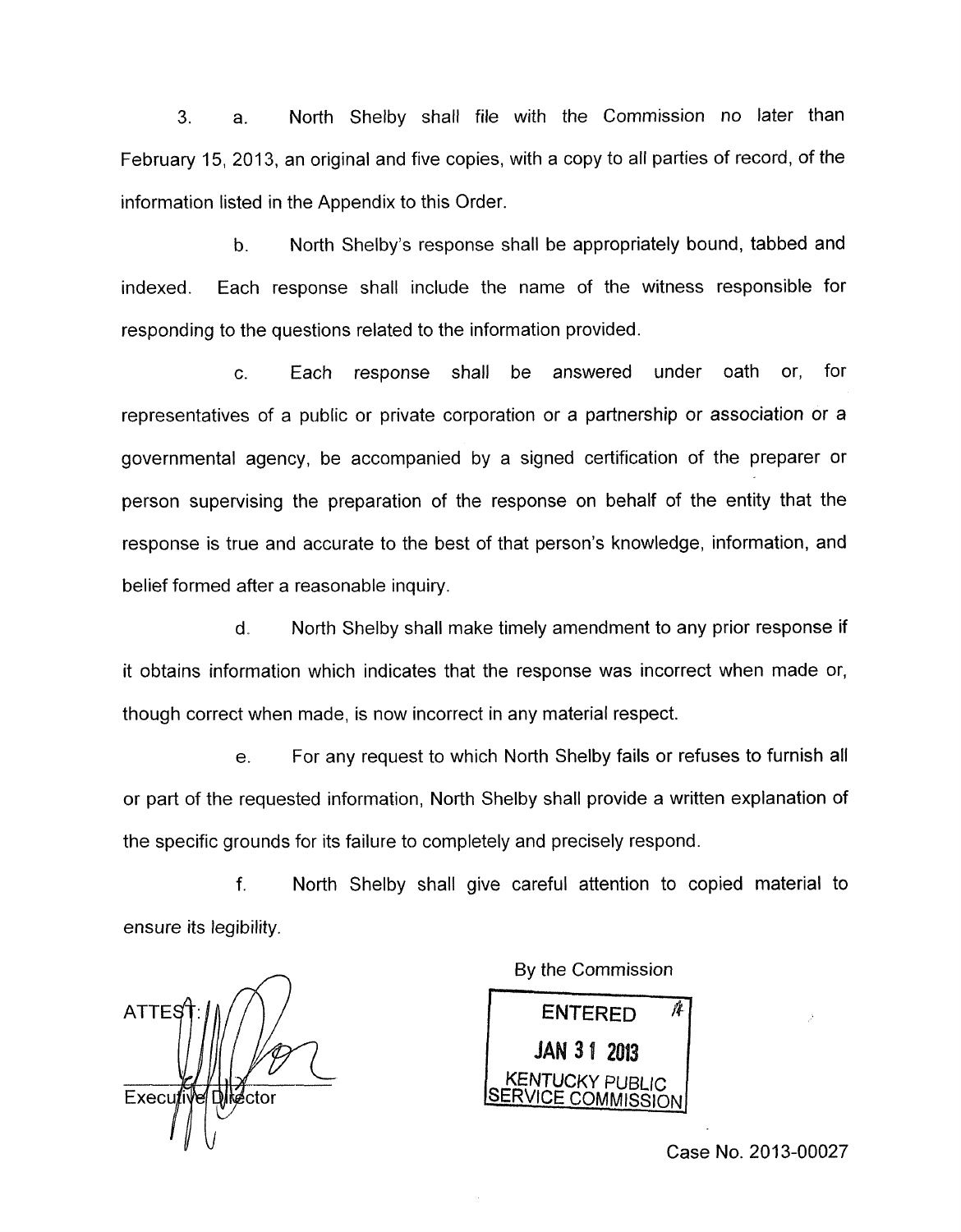3. a. North Shelby shall file with the Commission no later than February 15, 2013, an original and five copies, with a copy to all parties of record, of the information listed in the Appendix to this Order.

b. North Shelby's response shall be appropriately bound, tabbed and indexed. Each response shall include the name of the witness responsible for responding to the questions related to the information provided.

c. Each response shall be answered under oath or, for representatives of a public or private corporation or a partnership or association or a governmental agency, be accompanied by a signed certification of the preparer or person supervising the preparation of the response on behalf of the entity that the response is true and accurate to the best of that person's knowledge, information, and belief formed after a reasonable inquiry.

d. North Shelby shall make timely amendment to any prior response if it obtains information which indicates that the response was incorrect when made or, though correct when made, is now incorrect in any material respect.

e. For any request to which North Shelby fails or refuses to furnish all or part of the requested information, North Shelby shall provide a written explanation of the specific grounds for its failure to completely and precisely respond.

f. North Shelby shall give careful attention to copied material to ensure its legibility.

By the Commission

ENTERED
JAN 31 2013
KENTUCKY PUBLIC SERVICE COMMISSION

ATTEST:

Executive Director

Case No. 2013-00027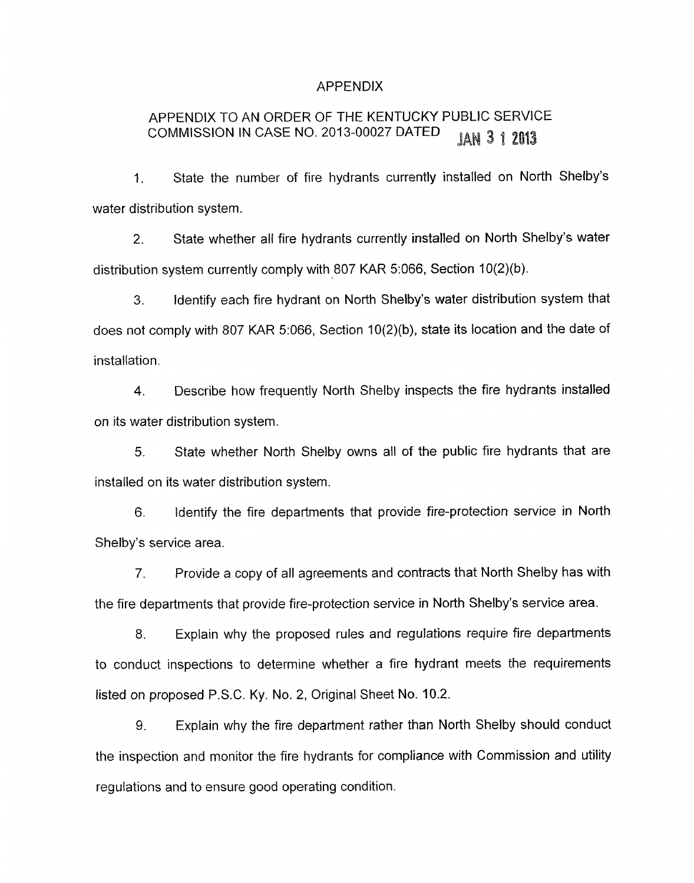# APPENDIX

## APPENDIX TO AN ORDER OF THE KENTUCKY PUBLIC SERVICE COMMISSION IN CASE NO. 2013-00027 DATED JAN 31 2013

1. State the number of fire hydrants currently installed on North Shelby's water distribution system.

2. State whether all fire hydrants currently installed on North Shelby's water distribution system currently comply with 807 KAR 5:066, Section 10(2)(b).

3. Identify each fire hydrant on North Shelby's water distribution system that does not comply with 807 KAR 5:066, Section 10(2)(b), state its location and the date of installation.

4. Describe how frequently North Shelby inspects the fire hydrants installed on its water distribution system.

5. State whether North Shelby owns all of the public fire hydrants that are installed on its water distribution system.

6. Identify the fire departments that provide fire-protection service in North Shelby's service area.

7. Provide a copy of all agreements and contracts that North Shelby has with the fire departments that provide fire-protection service in North Shelby's service area.

8. Explain why the proposed rules and regulations require fire departments to conduct inspections to determine whether a fire hydrant meets the requirements listed on proposed P.S.C. Ky. No. 2, Original Sheet No. 10.2.

9. Explain why the fire department rather than North Shelby should conduct the inspection and monitor the fire hydrants for compliance with Commission and utility regulations and to ensure good operating condition.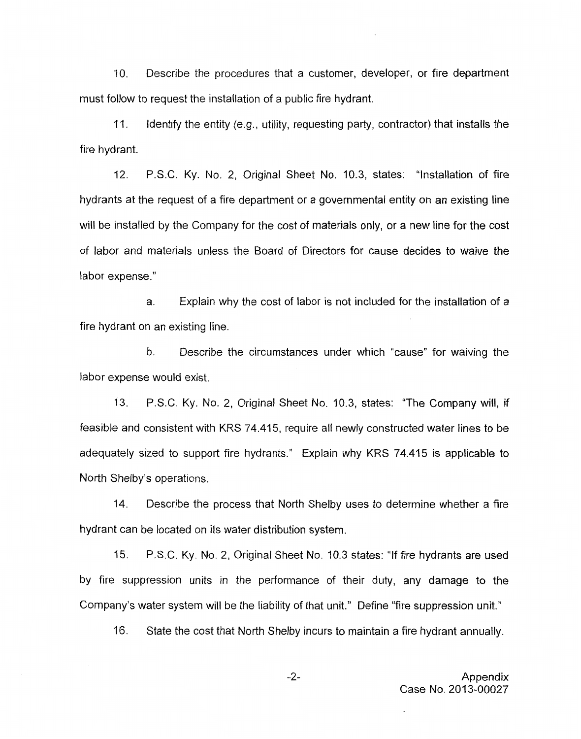10. Describe the procedures that a customer, developer, or fire department must follow to request the installation of a public fire hydrant.

11. Identify the entity (e.g., utility, requesting party, contractor) that installs the fire hydrant.

12. P.S.C. Ky. No. 2, Original Sheet No. 10.3, states: "Installation of fire hydrants at the request of a fire department or a governmental entity on an existing line will be installed by the Company for the cost of materials only, or a new line for the cost of labor and materials unless the Board of Directors for cause decides to waive the labor expense."

   a. Explain why the cost of labor is not included for the installation of a fire hydrant on an existing line.

   b. Describe the circumstances under which "cause" for waiving the labor expense would exist.

13. P.S.C. Ky. No. 2, Original Sheet No. 10.3, states: "The Company will, if feasible and consistent with KRS 74.415, require all newly constructed water lines to be adequately sized to support fire hydrants." Explain why KRS 74.415 is applicable to North Shelby's operations.

14. Describe the process that North Shelby uses to determine whether a fire hydrant can be located on its water distribution system.

15. P.S.C. Ky. No. 2, Original Sheet No. 10.3 states: "If fire hydrants are used by fire suppression units in the performance of their duty, any damage to the Company's water system will be the liability of that unit." Define "fire suppression unit."

16. State the cost that North Shelby incurs to maintain a fire hydrant annually.

Appendix
Case No. 2013-00027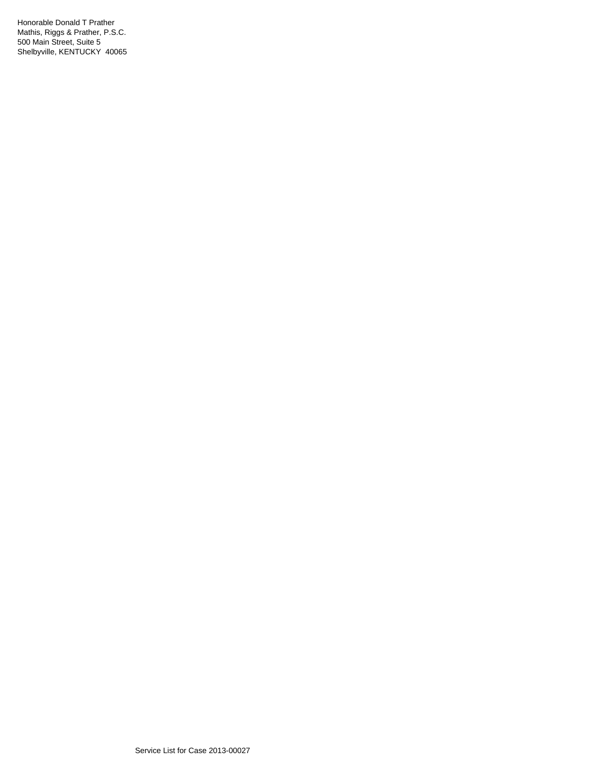Honorable Donald T Prather
Mathis, Riggs & Prather, P.S.C.
500 Main Street, Suite 5
Shelbyville, KENTUCKY  40065

Service List for Case 2013-00027